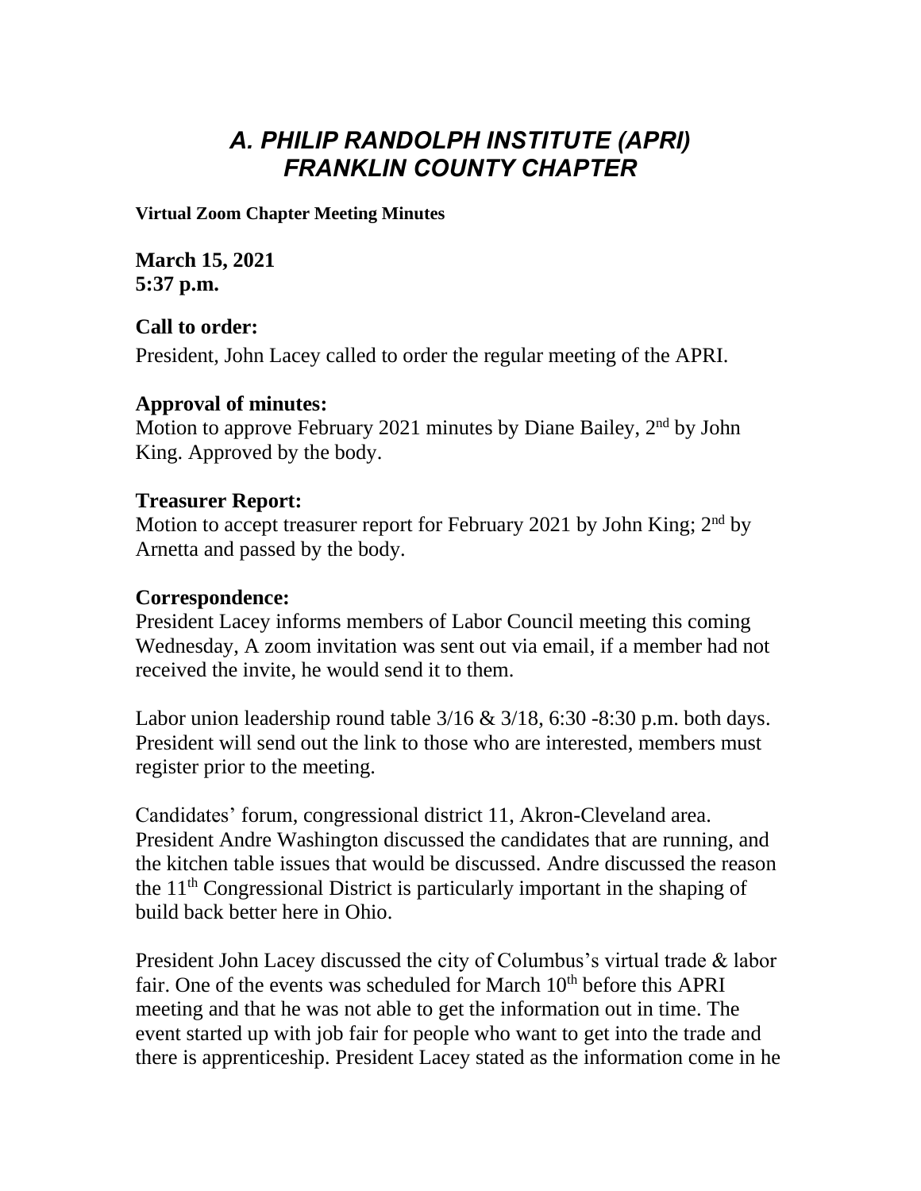# *A. PHILIP RANDOLPH INSTITUTE (APRI) FRANKLIN COUNTY CHAPTER*

**Virtual Zoom Chapter Meeting Minutes**

**March 15, 2021**
**5:37 p.m.**

### Call to order:

President, John Lacey called to order the regular meeting of the APRI.

### Approval of minutes:

Motion to approve February 2021 minutes by Diane Bailey, 2nd by John King. Approved by the body.

### Treasurer Report:

Motion to accept treasurer report for February 2021 by John King; 2nd by Arnetta and passed by the body.

### Correspondence:

President Lacey informs members of Labor Council meeting this coming Wednesday, A zoom invitation was sent out via email, if a member had not received the invite, he would send it to them.

Labor union leadership round table 3/16 & 3/18, 6:30 -8:30 p.m. both days. President will send out the link to those who are interested, members must register prior to the meeting.

Candidates' forum, congressional district 11, Akron-Cleveland area. President Andre Washington discussed the candidates that are running, and the kitchen table issues that would be discussed. Andre discussed the reason the 11th Congressional District is particularly important in the shaping of build back better here in Ohio.

President John Lacey discussed the city of Columbus's virtual trade & labor fair. One of the events was scheduled for March 10th before this APRI meeting and that he was not able to get the information out in time. The event started up with job fair for people who want to get into the trade and there is apprenticeship. President Lacey stated as the information come in he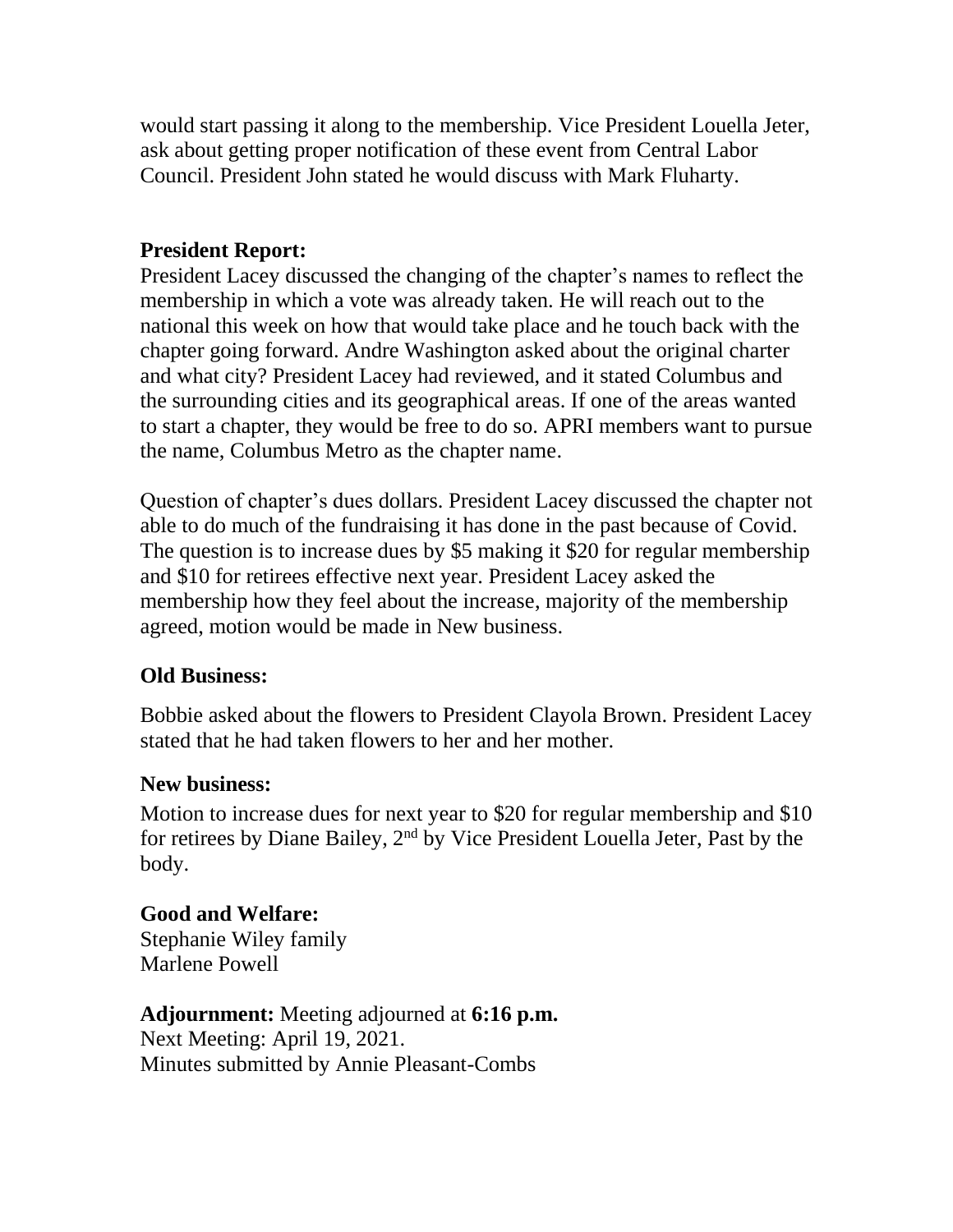would start passing it along to the membership. Vice President Louella Jeter, ask about getting proper notification of these event from Central Labor Council. President John stated he would discuss with Mark Fluharty.

**President Report:**

President Lacey discussed the changing of the chapter's names to reflect the membership in which a vote was already taken. He will reach out to the national this week on how that would take place and he touch back with the chapter going forward. Andre Washington asked about the original charter and what city? President Lacey had reviewed, and it stated Columbus and the surrounding cities and its geographical areas. If one of the areas wanted to start a chapter, they would be free to do so. APRI members want to pursue the name, Columbus Metro as the chapter name.

Question of chapter's dues dollars. President Lacey discussed the chapter not able to do much of the fundraising it has done in the past because of Covid. The question is to increase dues by $5 making it $20 for regular membership and $10 for retirees effective next year. President Lacey asked the membership how they feel about the increase, majority of the membership agreed, motion would be made in New business.

**Old Business:**

Bobbie asked about the flowers to President Clayola Brown. President Lacey stated that he had taken flowers to her and her mother.

**New business:**

Motion to increase dues for next year to $20 for regular membership and $10 for retirees by Diane Bailey, 2nd by Vice President Louella Jeter, Past by the body.

**Good and Welfare:**

Stephanie Wiley family
Marlene Powell

**Adjournment:** Meeting adjourned at **6:16 p.m.**

Next Meeting: April 19, 2021.
Minutes submitted by Annie Pleasant-Combs